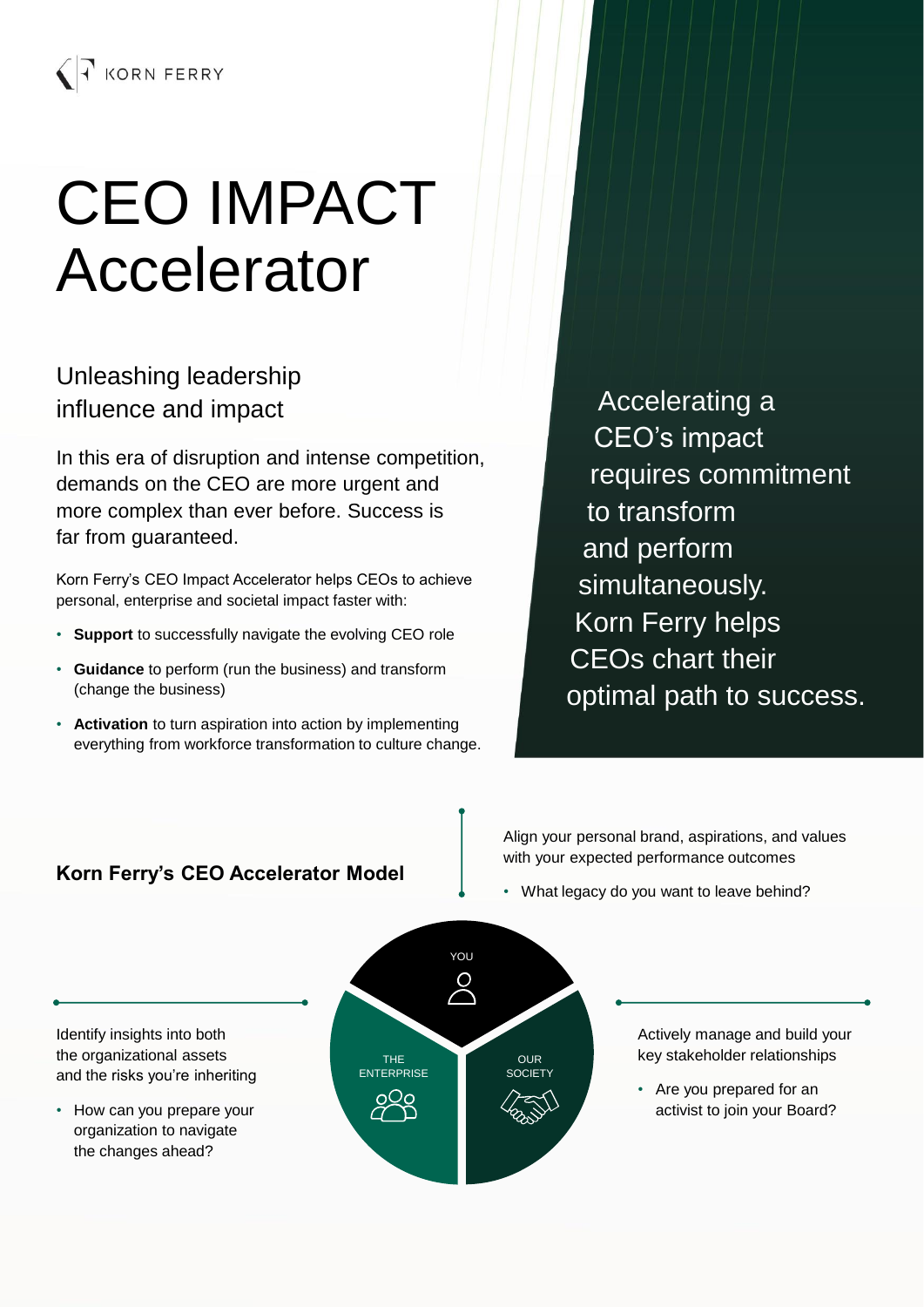KORN FERRY

# CEO IMPACT Accelerator

## Unleashing leadership influence and impact

In this era of disruption and intense competition, demands on the CEO are more urgent and more complex than ever before. Success is far from guaranteed.

Korn Ferry's CEO Impact Accelerator helps CEOs to achieve personal, enterprise and societal impact faster with:

- **Support** to successfully navigate the evolving CEO role
- **Guidance** to perform (run the business) and transform (change the business)
- **Activation** to turn aspiration into action by implementing everything from workforce transformation to culture change.

Accelerating a CEO's impact requires commitment to transform and perform simultaneously. Korn Ferry helps CEOs chart their optimal path to success.

### Korn Ferry's CEO Accelerator Model

**YOU**

Align your personal brand, aspirations, and values with your expected performance outcomes

- What legacy do you want to leave behind?

**THE ENTERPRISE**

Identify insights into both the organizational assets and the risks you're inheriting

- How can you prepare your organization to navigate the changes ahead?

**OUR SOCIETY**

Actively manage and build your key stakeholder relationships

- Are you prepared for an activist to join your Board?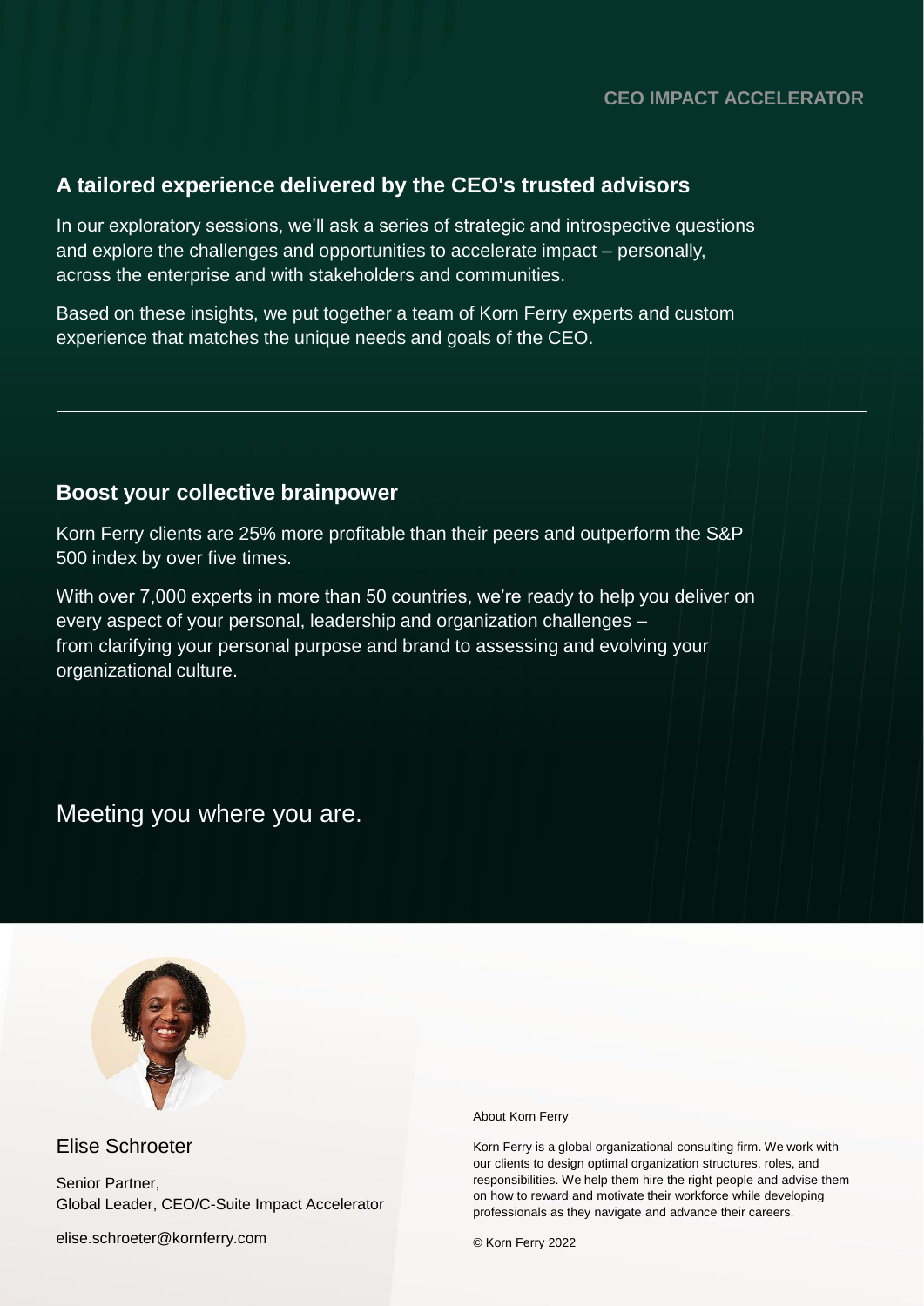CEO IMPACT ACCELERATOR

## A tailored experience delivered by the CEO's trusted advisors

In our exploratory sessions, we'll ask a series of strategic and introspective questions and explore the challenges and opportunities to accelerate impact – personally, across the enterprise and with stakeholders and communities.

Based on these insights, we put together a team of Korn Ferry experts and custom experience that matches the unique needs and goals of the CEO.

## Boost your collective brainpower

Korn Ferry clients are 25% more profitable than their peers and outperform the S&P 500 index by over five times.

With over 7,000 experts in more than 50 countries, we're ready to help you deliver on every aspect of your personal, leadership and organization challenges – from clarifying your personal purpose and brand to assessing and evolving your organizational culture.

Meeting you where you are.

Elise Schroeter

Senior Partner,
Global Leader, CEO/C-Suite Impact Accelerator

elise.schroeter@kornferry.com

About Korn Ferry

Korn Ferry is a global organizational consulting firm. We work with our clients to design optimal organization structures, roles, and responsibilities. We help them hire the right people and advise them on how to reward and motivate their workforce while developing professionals as they navigate and advance their careers.

© Korn Ferry 2022